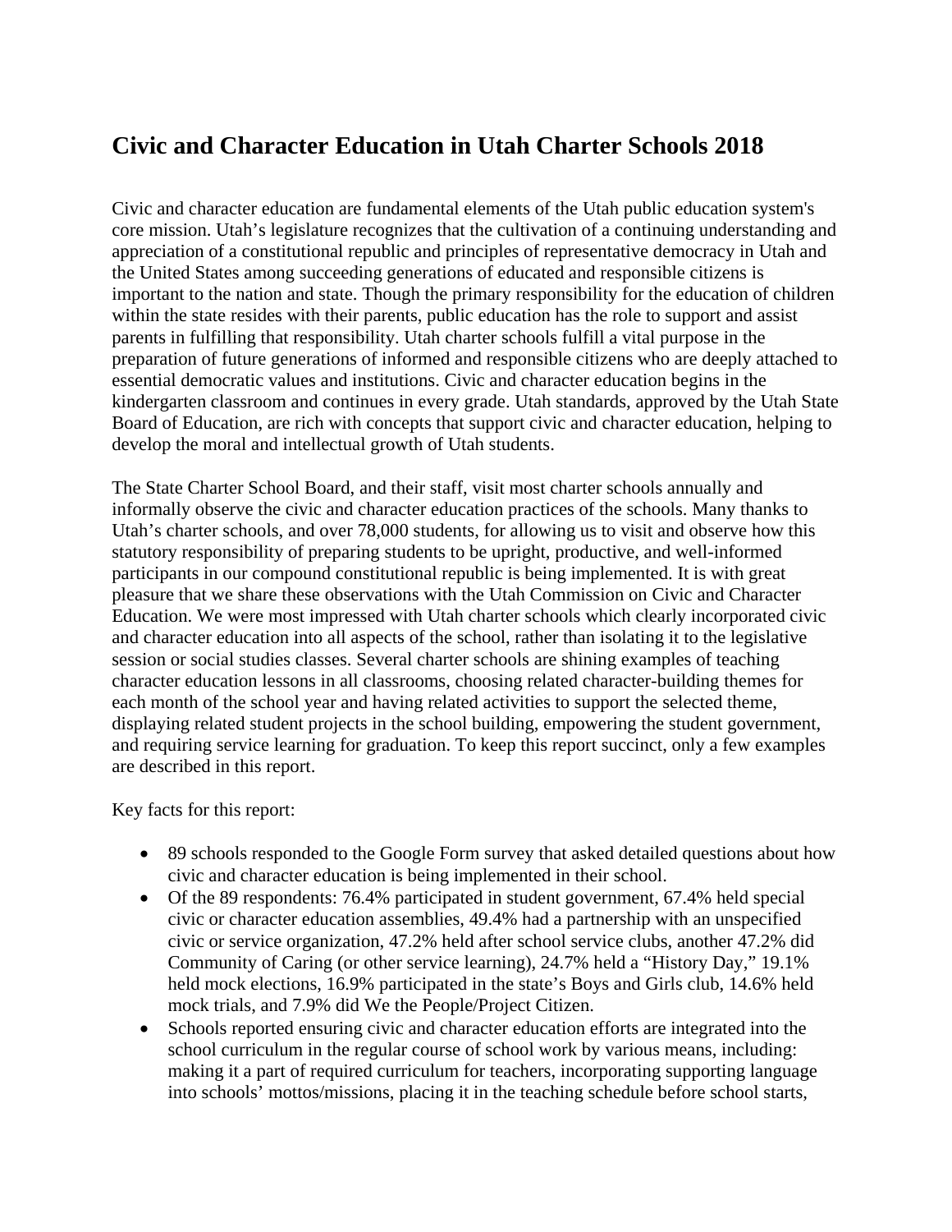# Civic and Character Education in Utah Charter Schools 2018

Civic and character education are fundamental elements of the Utah public education system's core mission. Utah's legislature recognizes that the cultivation of a continuing understanding and appreciation of a constitutional republic and principles of representative democracy in Utah and the United States among succeeding generations of educated and responsible citizens is important to the nation and state. Though the primary responsibility for the education of children within the state resides with their parents, public education has the role to support and assist parents in fulfilling that responsibility. Utah charter schools fulfill a vital purpose in the preparation of future generations of informed and responsible citizens who are deeply attached to essential democratic values and institutions. Civic and character education begins in the kindergarten classroom and continues in every grade. Utah standards, approved by the Utah State Board of Education, are rich with concepts that support civic and character education, helping to develop the moral and intellectual growth of Utah students.

The State Charter School Board, and their staff, visit most charter schools annually and informally observe the civic and character education practices of the schools. Many thanks to Utah's charter schools, and over 78,000 students, for allowing us to visit and observe how this statutory responsibility of preparing students to be upright, productive, and well-informed participants in our compound constitutional republic is being implemented. It is with great pleasure that we share these observations with the Utah Commission on Civic and Character Education. We were most impressed with Utah charter schools which clearly incorporated civic and character education into all aspects of the school, rather than isolating it to the legislative session or social studies classes. Several charter schools are shining examples of teaching character education lessons in all classrooms, choosing related character-building themes for each month of the school year and having related activities to support the selected theme, displaying related student projects in the school building, empowering the student government, and requiring service learning for graduation. To keep this report succinct, only a few examples are described in this report.

Key facts for this report:

- 89 schools responded to the Google Form survey that asked detailed questions about how civic and character education is being implemented in their school.
- Of the 89 respondents: 76.4% participated in student government, 67.4% held special civic or character education assemblies, 49.4% had a partnership with an unspecified civic or service organization, 47.2% held after school service clubs, another 47.2% did Community of Caring (or other service learning), 24.7% held a "History Day," 19.1% held mock elections, 16.9% participated in the state's Boys and Girls club, 14.6% held mock trials, and 7.9% did We the People/Project Citizen.
- Schools reported ensuring civic and character education efforts are integrated into the school curriculum in the regular course of school work by various means, including: making it a part of required curriculum for teachers, incorporating supporting language into schools' mottos/missions, placing it in the teaching schedule before school starts,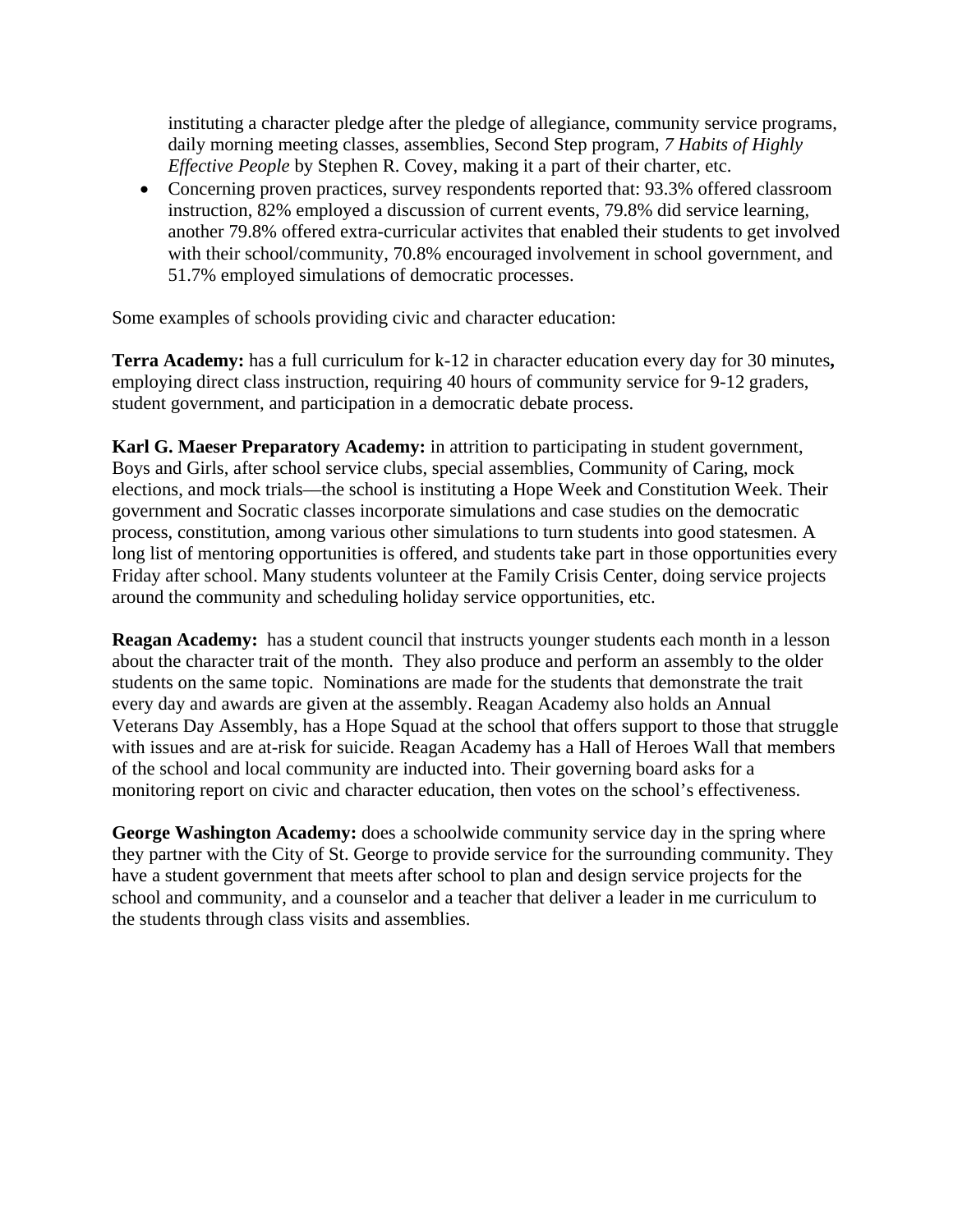instituting a character pledge after the pledge of allegiance, community service programs, daily morning meeting classes, assemblies, Second Step program, *7 Habits of Highly Effective People* by Stephen R. Covey, making it a part of their charter, etc.

- Concerning proven practices, survey respondents reported that: 93.3% offered classroom instruction, 82% employed a discussion of current events, 79.8% did service learning, another 79.8% offered extra-curricular activites that enabled their students to get involved with their school/community, 70.8% encouraged involvement in school government, and 51.7% employed simulations of democratic processes.

Some examples of schools providing civic and character education:

**Terra Academy:** has a full curriculum for k-12 in character education every day for 30 minutes**,** employing direct class instruction, requiring 40 hours of community service for 9-12 graders, student government, and participation in a democratic debate process.

**Karl G. Maeser Preparatory Academy:** in attrition to participating in student government, Boys and Girls, after school service clubs, special assemblies, Community of Caring, mock elections, and mock trials—the school is instituting a Hope Week and Constitution Week. Their government and Socratic classes incorporate simulations and case studies on the democratic process, constitution, among various other simulations to turn students into good statesmen. A long list of mentoring opportunities is offered, and students take part in those opportunities every Friday after school. Many students volunteer at the Family Crisis Center, doing service projects around the community and scheduling holiday service opportunities, etc.

**Reagan Academy:** has a student council that instructs younger students each month in a lesson about the character trait of the month. They also produce and perform an assembly to the older students on the same topic. Nominations are made for the students that demonstrate the trait every day and awards are given at the assembly. Reagan Academy also holds an Annual Veterans Day Assembly, has a Hope Squad at the school that offers support to those that struggle with issues and are at-risk for suicide. Reagan Academy has a Hall of Heroes Wall that members of the school and local community are inducted into. Their governing board asks for a monitoring report on civic and character education, then votes on the school's effectiveness.

**George Washington Academy:** does a schoolwide community service day in the spring where they partner with the City of St. George to provide service for the surrounding community. They have a student government that meets after school to plan and design service projects for the school and community, and a counselor and a teacher that deliver a leader in me curriculum to the students through class visits and assemblies.